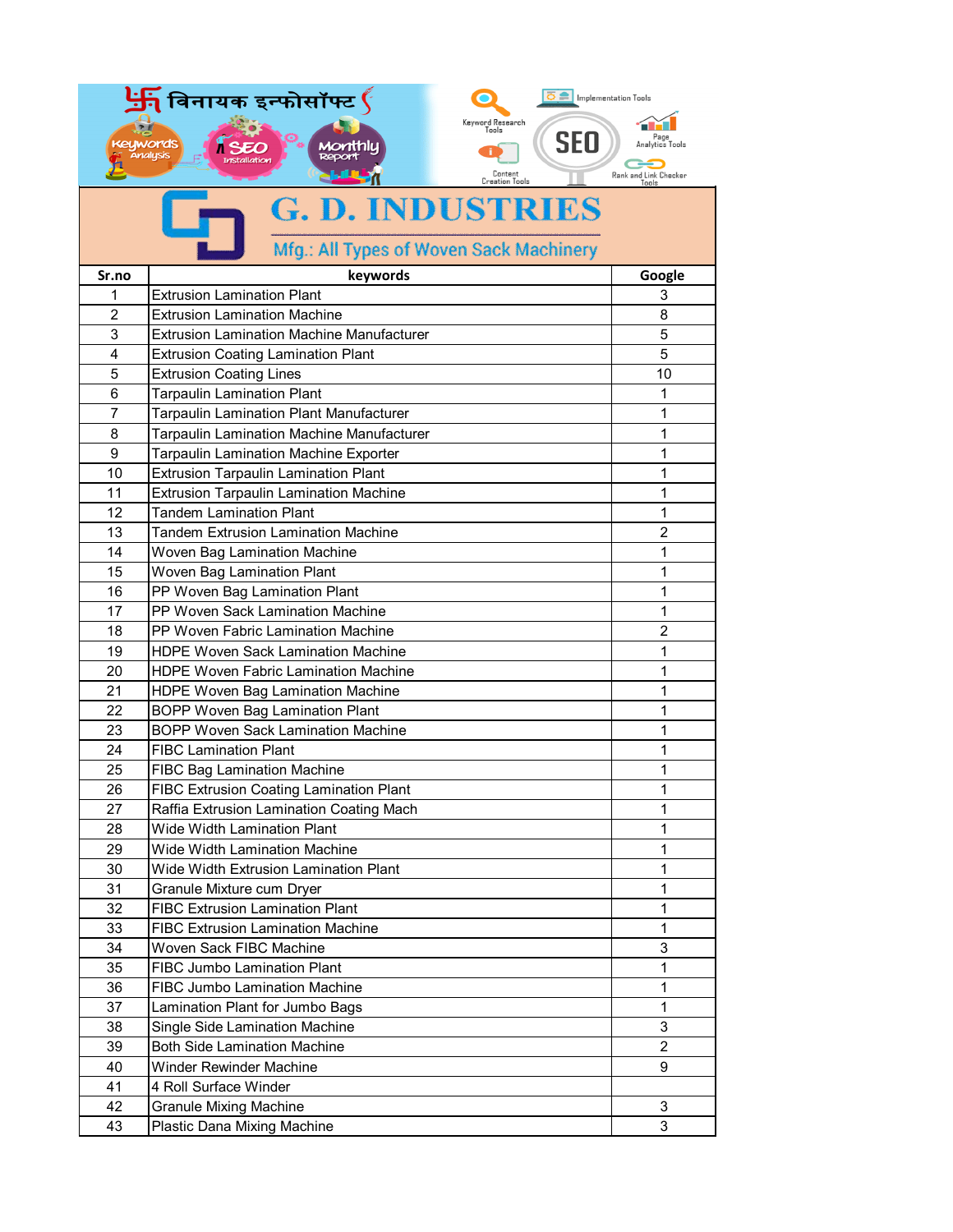विनायक इन्फोसॉफ्ट

Keywords Analysis | SEO Installation | Monthly Report

Keyword Research Tools | Implementation Tools | SEO | Page Analytics Tools | Content Creation Tools | Rank and Link Checker Tools

# G. D. INDUSTRIES

Mfg.: All Types of Woven Sack Machinery

| Sr.no | keywords | Google |
|---|---|---|
| 1 | Extrusion Lamination Plant | 3 |
| 2 | Extrusion Lamination Machine | 8 |
| 3 | Extrusion Lamination Machine Manufacturer | 5 |
| 4 | Extrusion Coating Lamination Plant | 5 |
| 5 | Extrusion Coating Lines | 10 |
| 6 | Tarpaulin Lamination Plant | 1 |
| 7 | Tarpaulin Lamination Plant Manufacturer | 1 |
| 8 | Tarpaulin Lamination Machine Manufacturer | 1 |
| 9 | Tarpaulin Lamination Machine Exporter | 1 |
| 10 | Extrusion Tarpaulin Lamination Plant | 1 |
| 11 | Extrusion Tarpaulin Lamination Machine | 1 |
| 12 | Tandem Lamination Plant | 1 |
| 13 | Tandem Extrusion Lamination Machine | 2 |
| 14 | Woven Bag Lamination Machine | 1 |
| 15 | Woven Bag Lamination Plant | 1 |
| 16 | PP Woven Bag Lamination Plant | 1 |
| 17 | PP Woven Sack Lamination Machine | 1 |
| 18 | PP Woven Fabric Lamination Machine | 2 |
| 19 | HDPE Woven Sack Lamination Machine | 1 |
| 20 | HDPE Woven Fabric Lamination Machine | 1 |
| 21 | HDPE Woven Bag Lamination Machine | 1 |
| 22 | BOPP Woven Bag Lamination Plant | 1 |
| 23 | BOPP Woven Sack Lamination Machine | 1 |
| 24 | FIBC Lamination Plant | 1 |
| 25 | FIBC Bag Lamination Machine | 1 |
| 26 | FIBC Extrusion Coating Lamination Plant | 1 |
| 27 | Raffia Extrusion Lamination Coating Mach | 1 |
| 28 | Wide Width Lamination Plant | 1 |
| 29 | Wide Width Lamination Machine | 1 |
| 30 | Wide Width Extrusion Lamination Plant | 1 |
| 31 | Granule Mixture cum Dryer | 1 |
| 32 | FIBC Extrusion Lamination Plant | 1 |
| 33 | FIBC Extrusion Lamination Machine | 1 |
| 34 | Woven Sack FIBC Machine | 3 |
| 35 | FIBC Jumbo Lamination Plant | 1 |
| 36 | FIBC Jumbo Lamination Machine | 1 |
| 37 | Lamination Plant for Jumbo Bags | 1 |
| 38 | Single Side Lamination Machine | 3 |
| 39 | Both Side Lamination Machine | 2 |
| 40 | Winder Rewinder Machine | 9 |
| 41 | 4 Roll Surface Winder | |
| 42 | Granule Mixing Machine | 3 |
| 43 | Plastic Dana Mixing Machine | 3 |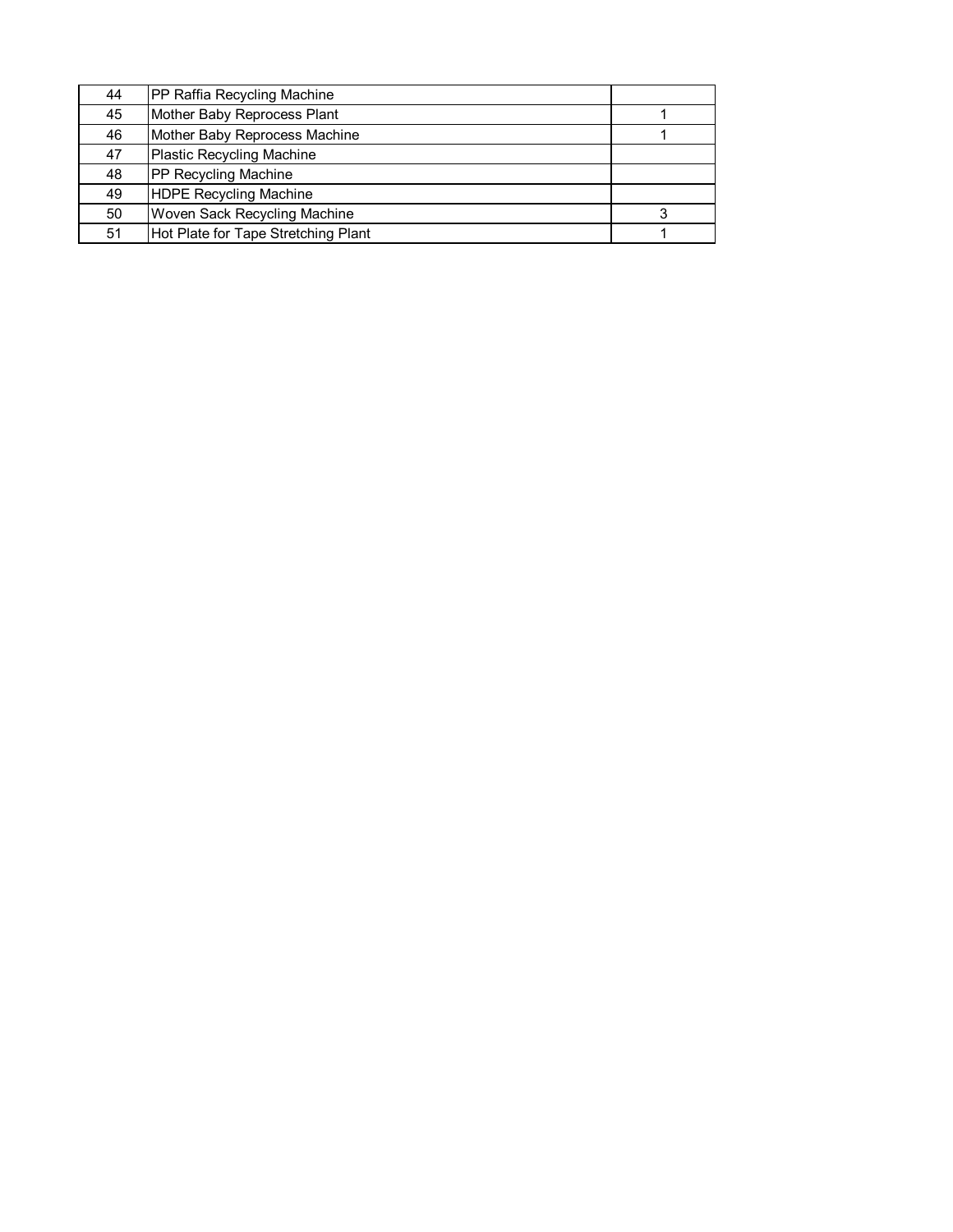| | | |
|---|---|---|
| 44 | PP Raffia Recycling Machine | |
| 45 | Mother Baby Reprocess Plant | 1 |
| 46 | Mother Baby Reprocess Machine | 1 |
| 47 | Plastic Recycling Machine | |
| 48 | PP Recycling Machine | |
| 49 | HDPE Recycling Machine | |
| 50 | Woven Sack Recycling Machine | 3 |
| 51 | Hot Plate for Tape Stretching Plant | 1 |